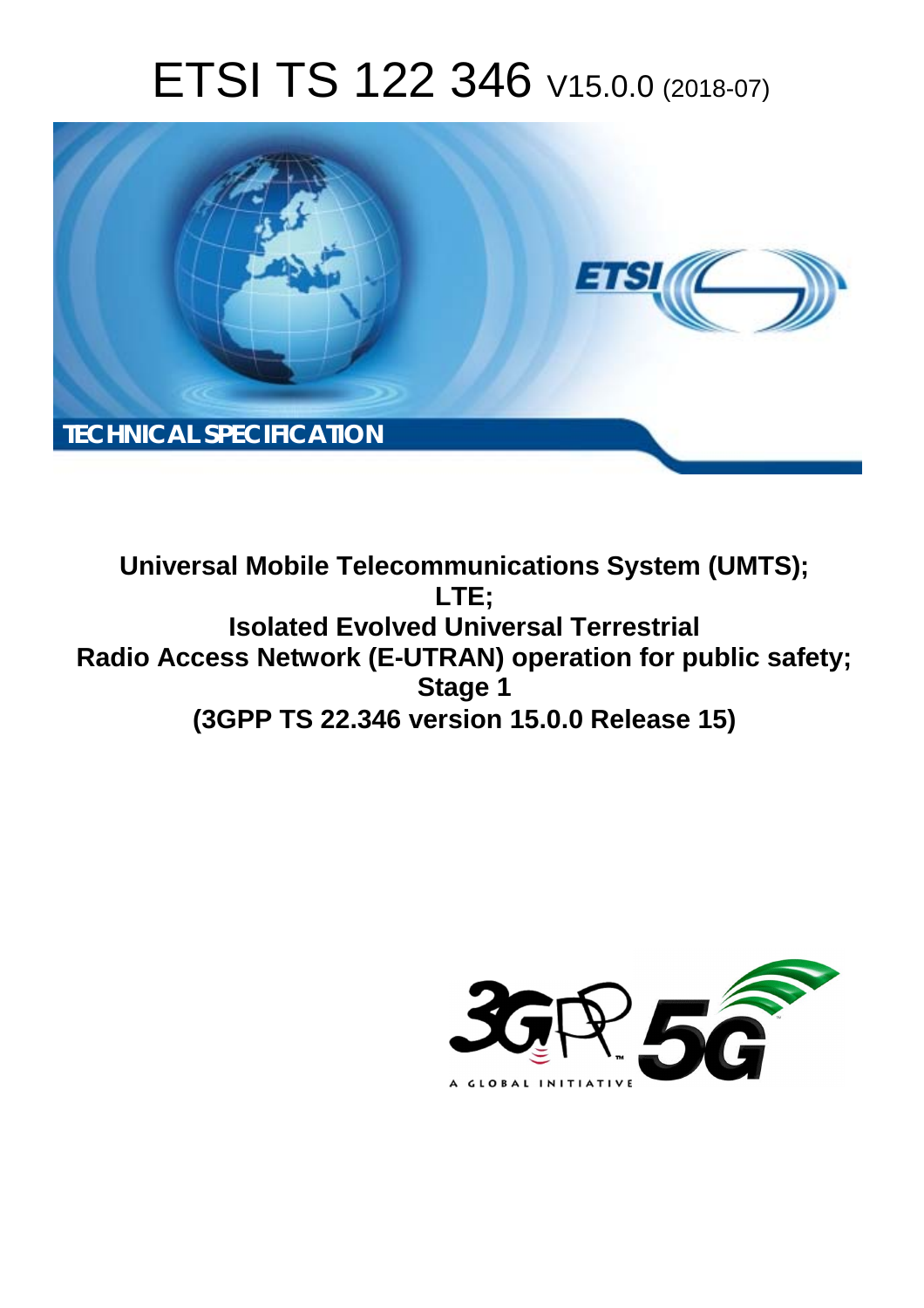# ETSI TS 122 346 V15.0.0 (2018-07)

TECHNICAL SPECIFICATION

**Universal Mobile Telecommunications System (UMTS);**
**LTE;**
**Isolated Evolved Universal Terrestrial Radio Access Network (E-UTRAN) operation for public safety;**
**Stage 1**
**(3GPP TS 22.346 version 15.0.0 Release 15)**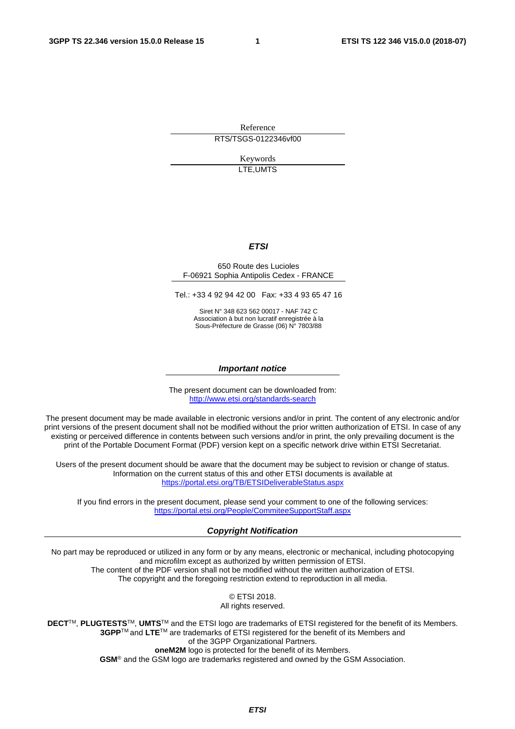Reference

RTS/TSGS-0122346vf00

Keywords

LTE,UMTS

***ETSI***

650 Route des Lucioles
F-06921 Sophia Antipolis Cedex - FRANCE

Tel.: +33 4 92 94 42 00   Fax: +33 4 93 65 47 16

Siret N° 348 623 562 00017 - NAF 742 C
Association à but non lucratif enregistrée à la
Sous-Préfecture de Grasse (06) N° 7803/88

***Important notice***

The present document can be downloaded from:
http://www.etsi.org/standards-search

The present document may be made available in electronic versions and/or in print. The content of any electronic and/or print versions of the present document shall not be modified without the prior written authorization of ETSI. In case of any existing or perceived difference in contents between such versions and/or in print, the only prevailing document is the print of the Portable Document Format (PDF) version kept on a specific network drive within ETSI Secretariat.

Users of the present document should be aware that the document may be subject to revision or change of status. Information on the current status of this and other ETSI documents is available at
https://portal.etsi.org/TB/ETSIDeliverableStatus.aspx

If you find errors in the present document, please send your comment to one of the following services:
https://portal.etsi.org/People/CommiteeSupportStaff.aspx

***Copyright Notification***

No part may be reproduced or utilized in any form or by any means, electronic or mechanical, including photocopying and microfilm except as authorized by written permission of ETSI.
The content of the PDF version shall not be modified without the written authorization of ETSI.
The copyright and the foregoing restriction extend to reproduction in all media.

© ETSI 2018.
All rights reserved.

**DECT**TM, **PLUGTESTS**TM, **UMTS**TM and the ETSI logo are trademarks of ETSI registered for the benefit of its Members.
**3GPP**TM and **LTE**TM are trademarks of ETSI registered for the benefit of its Members and of the 3GPP Organizational Partners.
**oneM2M** logo is protected for the benefit of its Members.
**GSM**® and the GSM logo are trademarks registered and owned by the GSM Association.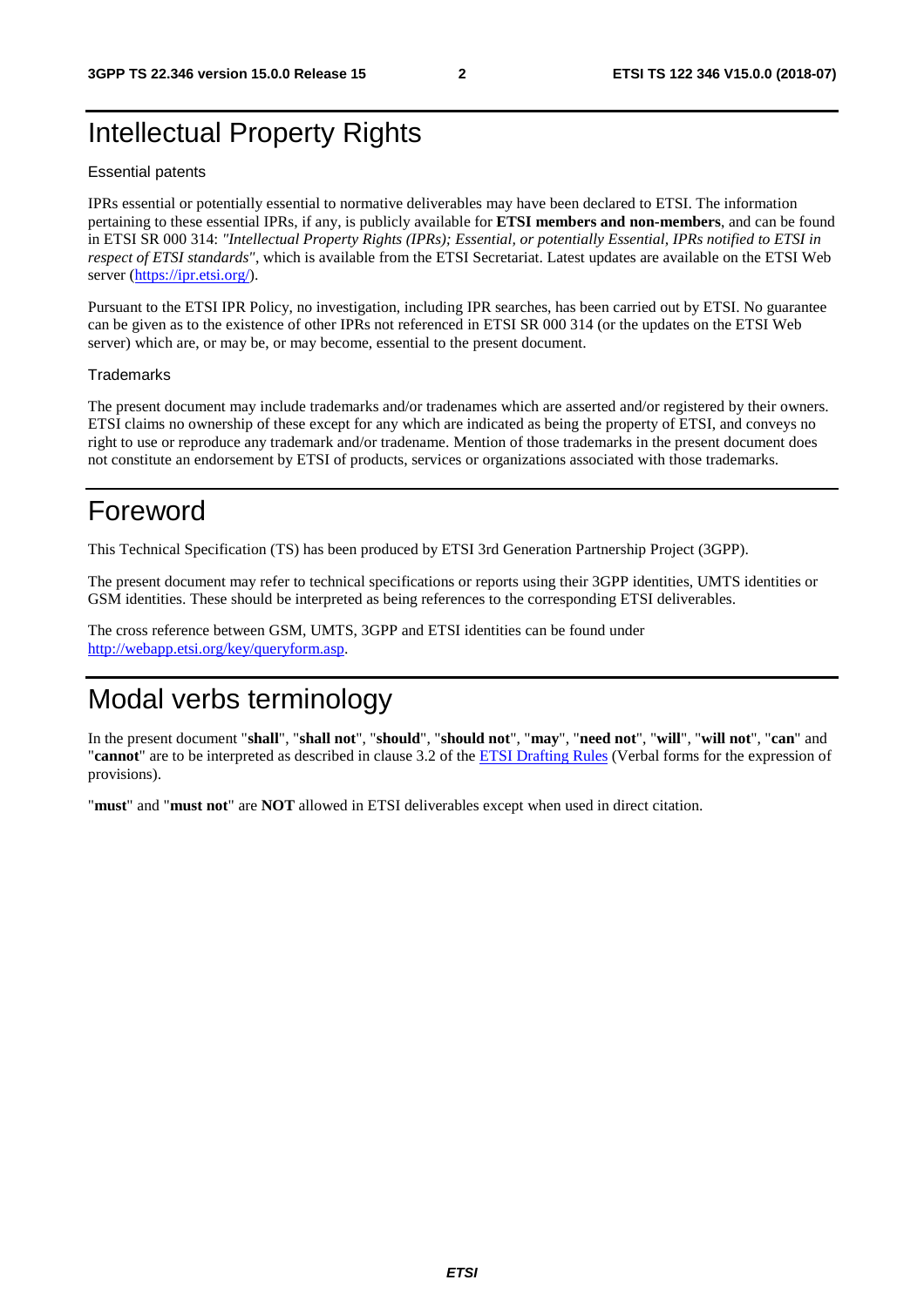# Intellectual Property Rights

Essential patents

IPRs essential or potentially essential to normative deliverables may have been declared to ETSI. The information pertaining to these essential IPRs, if any, is publicly available for **ETSI members and non-members**, and can be found in ETSI SR 000 314: *"Intellectual Property Rights (IPRs); Essential, or potentially Essential, IPRs notified to ETSI in respect of ETSI standards"*, which is available from the ETSI Secretariat. Latest updates are available on the ETSI Web server (https://ipr.etsi.org/).

Pursuant to the ETSI IPR Policy, no investigation, including IPR searches, has been carried out by ETSI. No guarantee can be given as to the existence of other IPRs not referenced in ETSI SR 000 314 (or the updates on the ETSI Web server) which are, or may be, or may become, essential to the present document.

Trademarks

The present document may include trademarks and/or tradenames which are asserted and/or registered by their owners. ETSI claims no ownership of these except for any which are indicated as being the property of ETSI, and conveys no right to use or reproduce any trademark and/or tradename. Mention of those trademarks in the present document does not constitute an endorsement by ETSI of products, services or organizations associated with those trademarks.

# Foreword

This Technical Specification (TS) has been produced by ETSI 3rd Generation Partnership Project (3GPP).

The present document may refer to technical specifications or reports using their 3GPP identities, UMTS identities or GSM identities. These should be interpreted as being references to the corresponding ETSI deliverables.

The cross reference between GSM, UMTS, 3GPP and ETSI identities can be found under http://webapp.etsi.org/key/queryform.asp.

# Modal verbs terminology

In the present document "**shall**", "**shall not**", "**should**", "**should not**", "**may**", "**need not**", "**will**", "**will not**", "**can**" and "**cannot**" are to be interpreted as described in clause 3.2 of the ETSI Drafting Rules (Verbal forms for the expression of provisions).

"**must**" and "**must not**" are **NOT** allowed in ETSI deliverables except when used in direct citation.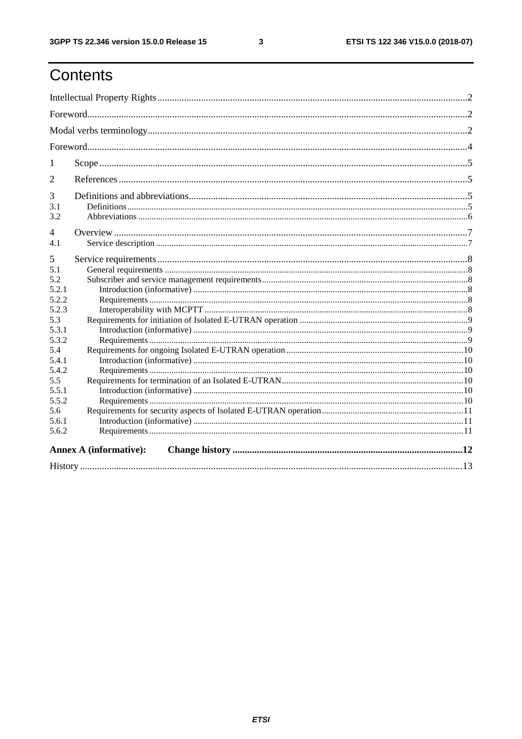# Contents

Intellectual Property Rights ........................................................................................................................2

Foreword.....................................................................................................................................................2

Modal verbs terminology............................................................................................................................2

Foreword.....................................................................................................................................................4

1 Scope .......................................................................................................................................................5

2 References ...............................................................................................................................................5

3 Definitions and abbreviations...................................................................................................................5

3.1 Definitions.............................................................................................................................................5

3.2 Abbreviations ........................................................................................................................................6

4 Overview .................................................................................................................................................7

4.1 Service description ...............................................................................................................................7

5 Service requirements ...............................................................................................................................8

5.1 General requirements ...........................................................................................................................8

5.2 Subscriber and service management requirements..............................................................................8

5.2.1 Introduction (informative) ..................................................................................................................8

5.2.2 Requirements.......................................................................................................................................8

5.2.3 Interoperability with MCPTT ..............................................................................................................8

5.3 Requirements for initiation of Isolated E-UTRAN operation ..............................................................9

5.3.1 Introduction (informative) ..................................................................................................................9

5.3.2 Requirements.......................................................................................................................................9

5.4 Requirements for ongoing Isolated E-UTRAN operation..................................................................10

5.4.1 Introduction (informative) ................................................................................................................10

5.4.2 Requirements.....................................................................................................................................10

5.5 Requirements for termination of an Isolated E-UTRAN....................................................................10

5.5.1 Introduction (informative) ................................................................................................................10

5.5.2 Requirements.....................................................................................................................................10

5.6 Requirements for security aspects of Isolated E-UTRAN operation..................................................11

5.6.1 Introduction (informative) ................................................................................................................11

5.6.2 Requirements.....................................................................................................................................11

**Annex A (informative): Change history ...............................................................................................12**

History ......................................................................................................................................................13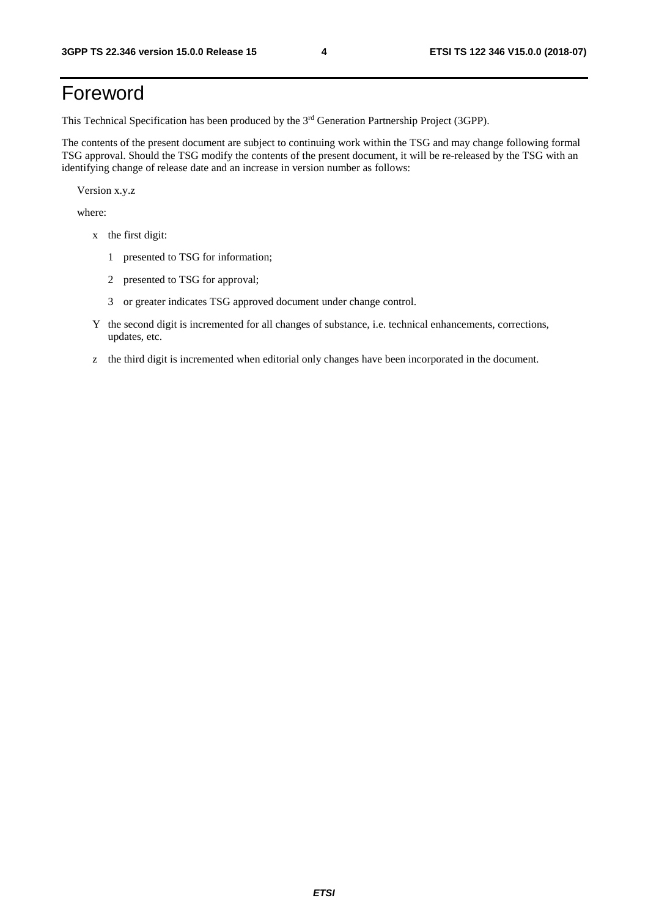# Foreword

This Technical Specification has been produced by the 3rd Generation Partnership Project (3GPP).

The contents of the present document are subject to continuing work within the TSG and may change following formal TSG approval. Should the TSG modify the contents of the present document, it will be re-released by the TSG with an identifying change of release date and an increase in version number as follows:

Version x.y.z

where:

- x the first digit:
  - 1 presented to TSG for information;
  - 2 presented to TSG for approval;
  - 3 or greater indicates TSG approved document under change control.
- Y the second digit is incremented for all changes of substance, i.e. technical enhancements, corrections, updates, etc.
- z the third digit is incremented when editorial only changes have been incorporated in the document.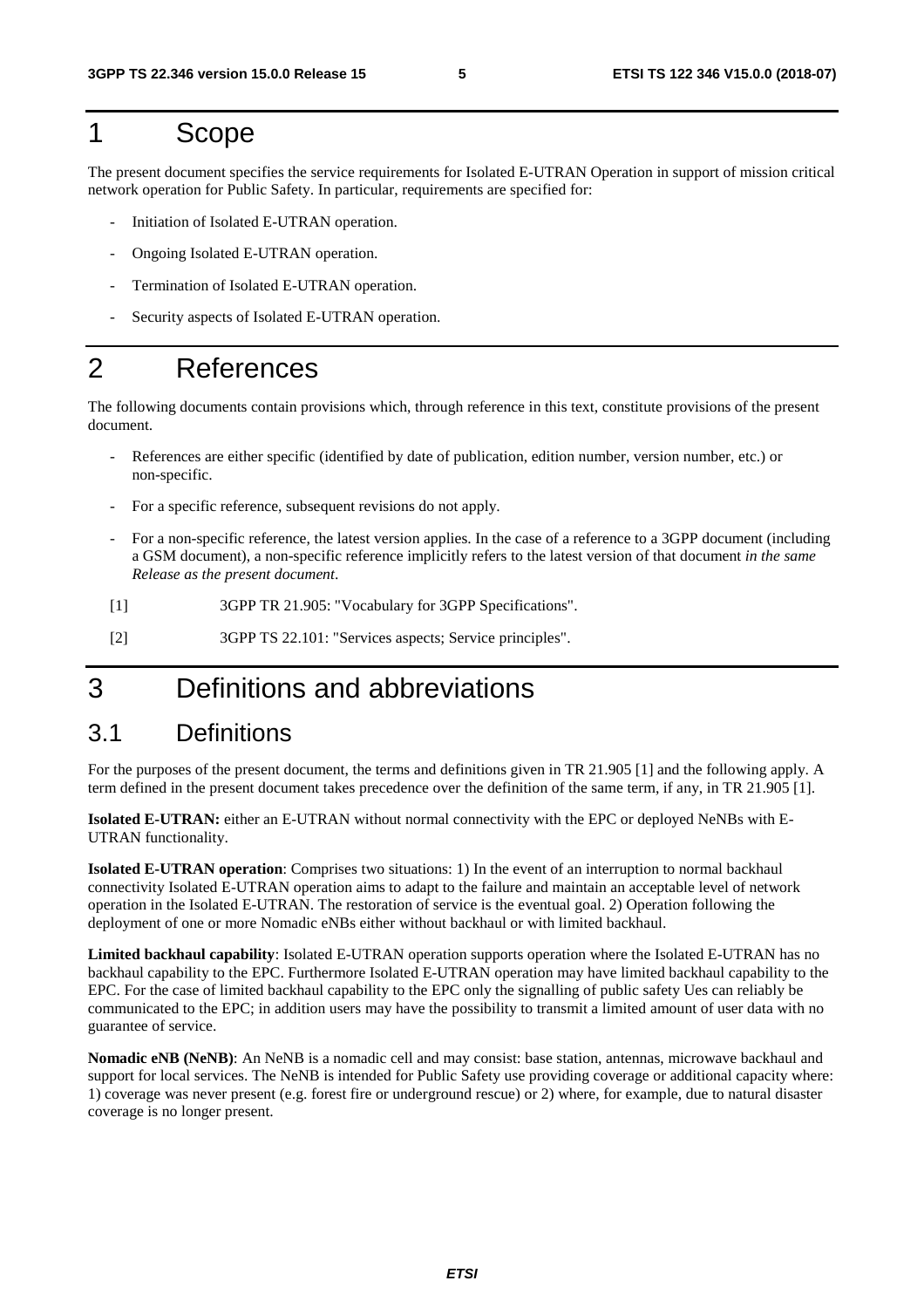# 1 Scope

The present document specifies the service requirements for Isolated E-UTRAN Operation in support of mission critical network operation for Public Safety. In particular, requirements are specified for:

- Initiation of Isolated E-UTRAN operation.
- Ongoing Isolated E-UTRAN operation.
- Termination of Isolated E-UTRAN operation.
- Security aspects of Isolated E-UTRAN operation.

# 2 References

The following documents contain provisions which, through reference in this text, constitute provisions of the present document.

- References are either specific (identified by date of publication, edition number, version number, etc.) or non-specific.
- For a specific reference, subsequent revisions do not apply.
- For a non-specific reference, the latest version applies. In the case of a reference to a 3GPP document (including a GSM document), a non-specific reference implicitly refers to the latest version of that document *in the same Release as the present document*.

[1] 3GPP TR 21.905: "Vocabulary for 3GPP Specifications".

[2] 3GPP TS 22.101: "Services aspects; Service principles".

# 3 Definitions and abbreviations

## 3.1 Definitions

For the purposes of the present document, the terms and definitions given in TR 21.905 [1] and the following apply. A term defined in the present document takes precedence over the definition of the same term, if any, in TR 21.905 [1].

**Isolated E-UTRAN:** either an E-UTRAN without normal connectivity with the EPC or deployed NeNBs with E-UTRAN functionality.

**Isolated E-UTRAN operation**: Comprises two situations: 1) In the event of an interruption to normal backhaul connectivity Isolated E-UTRAN operation aims to adapt to the failure and maintain an acceptable level of network operation in the Isolated E-UTRAN. The restoration of service is the eventual goal. 2) Operation following the deployment of one or more Nomadic eNBs either without backhaul or with limited backhaul.

**Limited backhaul capability**: Isolated E-UTRAN operation supports operation where the Isolated E-UTRAN has no backhaul capability to the EPC. Furthermore Isolated E-UTRAN operation may have limited backhaul capability to the EPC. For the case of limited backhaul capability to the EPC only the signalling of public safety Ues can reliably be communicated to the EPC; in addition users may have the possibility to transmit a limited amount of user data with no guarantee of service.

**Nomadic eNB (NeNB)**: An NeNB is a nomadic cell and may consist: base station, antennas, microwave backhaul and support for local services. The NeNB is intended for Public Safety use providing coverage or additional capacity where: 1) coverage was never present (e.g. forest fire or underground rescue) or 2) where, for example, due to natural disaster coverage is no longer present.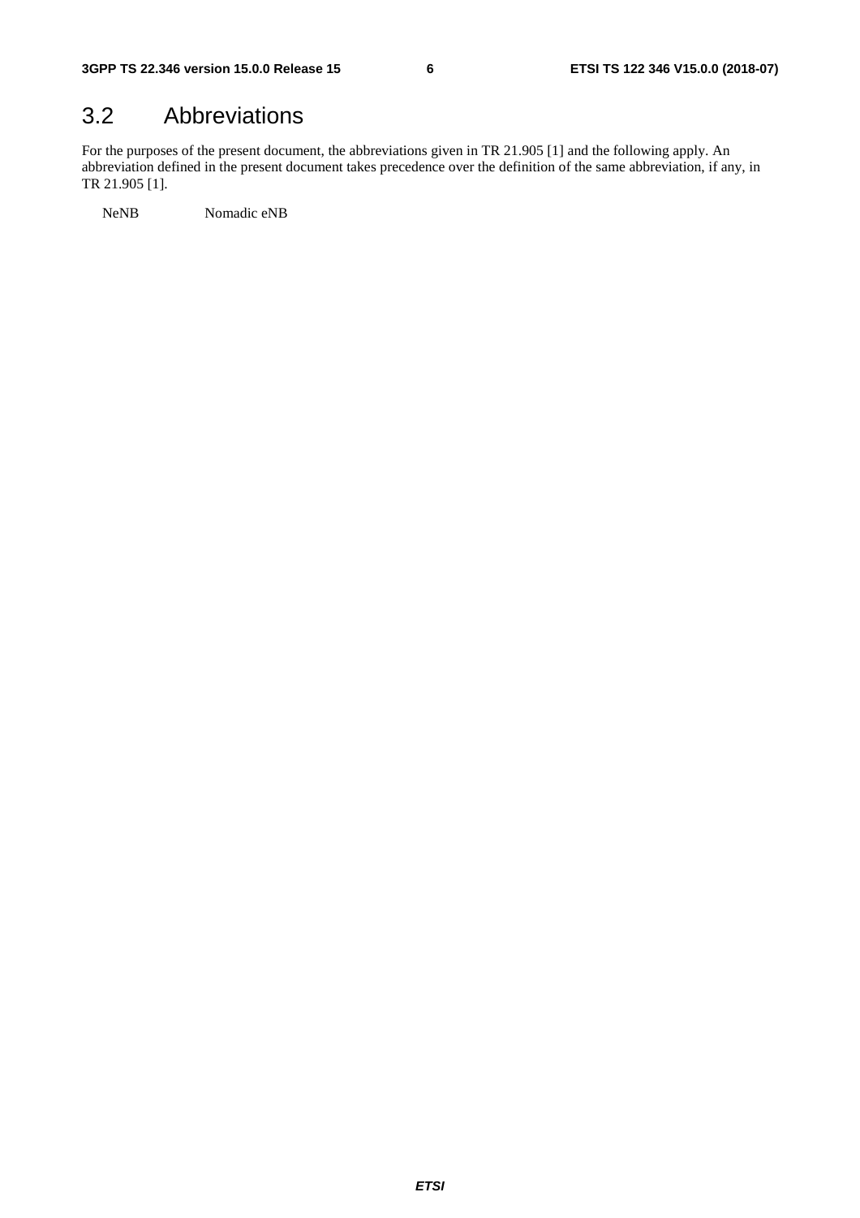## 3.2 Abbreviations

For the purposes of the present document, the abbreviations given in TR 21.905 [1] and the following apply. An abbreviation defined in the present document takes precedence over the definition of the same abbreviation, if any, in TR 21.905 [1].

NeNB Nomadic eNB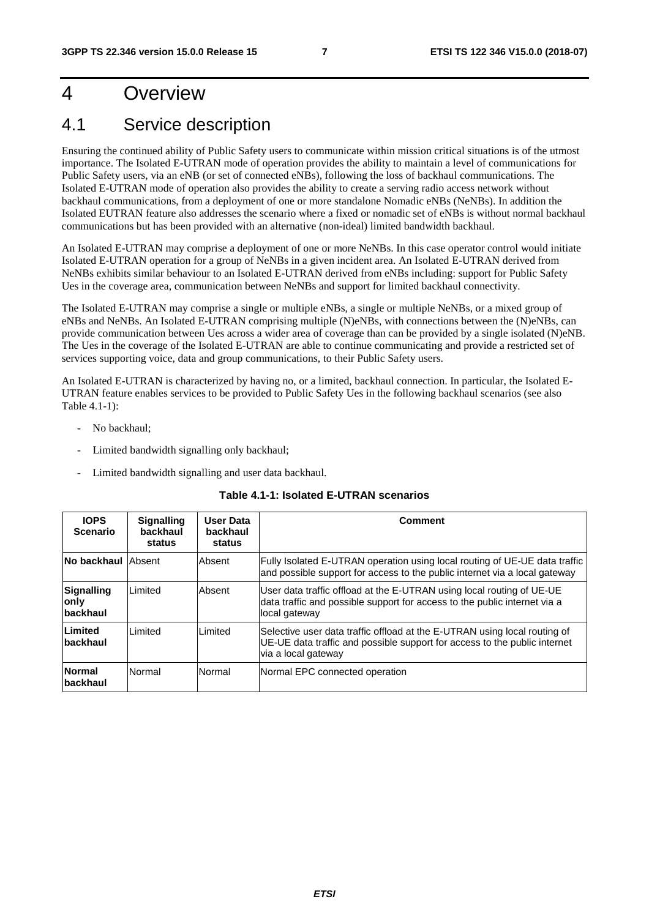# 4 Overview

## 4.1 Service description

Ensuring the continued ability of Public Safety users to communicate within mission critical situations is of the utmost importance. The Isolated E-UTRAN mode of operation provides the ability to maintain a level of communications for Public Safety users, via an eNB (or set of connected eNBs), following the loss of backhaul communications. The Isolated E-UTRAN mode of operation also provides the ability to create a serving radio access network without backhaul communications, from a deployment of one or more standalone Nomadic eNBs (NeNBs). In addition the Isolated EUTRAN feature also addresses the scenario where a fixed or nomadic set of eNBs is without normal backhaul communications but has been provided with an alternative (non-ideal) limited bandwidth backhaul.

An Isolated E-UTRAN may comprise a deployment of one or more NeNBs. In this case operator control would initiate Isolated E-UTRAN operation for a group of NeNBs in a given incident area. An Isolated E-UTRAN derived from NeNBs exhibits similar behaviour to an Isolated E-UTRAN derived from eNBs including: support for Public Safety Ues in the coverage area, communication between NeNBs and support for limited backhaul connectivity.

The Isolated E-UTRAN may comprise a single or multiple eNBs, a single or multiple NeNBs, or a mixed group of eNBs and NeNBs. An Isolated E-UTRAN comprising multiple (N)eNBs, with connections between the (N)eNBs, can provide communication between Ues across a wider area of coverage than can be provided by a single isolated (N)eNB. The Ues in the coverage of the Isolated E-UTRAN are able to continue communicating and provide a restricted set of services supporting voice, data and group communications, to their Public Safety users.

An Isolated E-UTRAN is characterized by having no, or a limited, backhaul connection. In particular, the Isolated E-UTRAN feature enables services to be provided to Public Safety Ues in the following backhaul scenarios (see also Table 4.1-1):

- No backhaul;
- Limited bandwidth signalling only backhaul;
- Limited bandwidth signalling and user data backhaul.

**Table 4.1-1: Isolated E-UTRAN scenarios**

| IOPS Scenario | Signalling backhaul status | User Data backhaul status | Comment |
|---|---|---|---|
| **No backhaul** | Absent | Absent | Fully Isolated E-UTRAN operation using local routing of UE-UE data traffic and possible support for access to the public internet via a local gateway |
| **Signalling only backhaul** | Limited | Absent | User data traffic offload at the E-UTRAN using local routing of UE-UE data traffic and possible support for access to the public internet via a local gateway |
| **Limited backhaul** | Limited | Limited | Selective user data traffic offload at the E-UTRAN using local routing of UE-UE data traffic and possible support for access to the public internet via a local gateway |
| **Normal backhaul** | Normal | Normal | Normal EPC connected operation |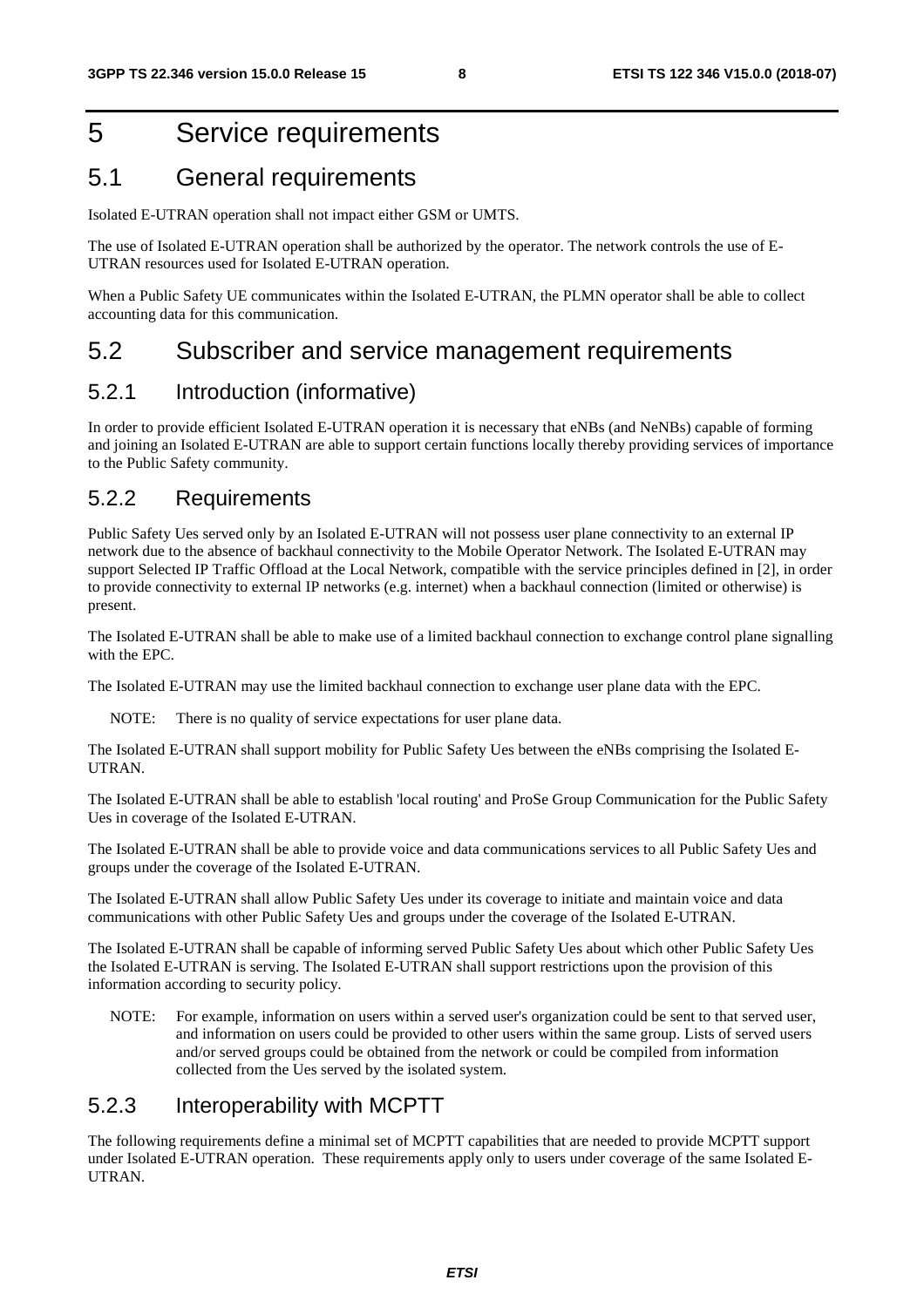# 5 Service requirements

## 5.1 General requirements

Isolated E-UTRAN operation shall not impact either GSM or UMTS.

The use of Isolated E-UTRAN operation shall be authorized by the operator. The network controls the use of E-UTRAN resources used for Isolated E-UTRAN operation.

When a Public Safety UE communicates within the Isolated E-UTRAN, the PLMN operator shall be able to collect accounting data for this communication.

## 5.2 Subscriber and service management requirements

### 5.2.1 Introduction (informative)

In order to provide efficient Isolated E-UTRAN operation it is necessary that eNBs (and NeNBs) capable of forming and joining an Isolated E-UTRAN are able to support certain functions locally thereby providing services of importance to the Public Safety community.

### 5.2.2 Requirements

Public Safety Ues served only by an Isolated E-UTRAN will not possess user plane connectivity to an external IP network due to the absence of backhaul connectivity to the Mobile Operator Network. The Isolated E-UTRAN may support Selected IP Traffic Offload at the Local Network, compatible with the service principles defined in [2], in order to provide connectivity to external IP networks (e.g. internet) when a backhaul connection (limited or otherwise) is present.

The Isolated E-UTRAN shall be able to make use of a limited backhaul connection to exchange control plane signalling with the EPC.

The Isolated E-UTRAN may use the limited backhaul connection to exchange user plane data with the EPC.

NOTE: There is no quality of service expectations for user plane data.

The Isolated E-UTRAN shall support mobility for Public Safety Ues between the eNBs comprising the Isolated E-UTRAN.

The Isolated E-UTRAN shall be able to establish 'local routing' and ProSe Group Communication for the Public Safety Ues in coverage of the Isolated E-UTRAN.

The Isolated E-UTRAN shall be able to provide voice and data communications services to all Public Safety Ues and groups under the coverage of the Isolated E-UTRAN.

The Isolated E-UTRAN shall allow Public Safety Ues under its coverage to initiate and maintain voice and data communications with other Public Safety Ues and groups under the coverage of the Isolated E-UTRAN.

The Isolated E-UTRAN shall be capable of informing served Public Safety Ues about which other Public Safety Ues the Isolated E-UTRAN is serving. The Isolated E-UTRAN shall support restrictions upon the provision of this information according to security policy.

NOTE: For example, information on users within a served user's organization could be sent to that served user, and information on users could be provided to other users within the same group. Lists of served users and/or served groups could be obtained from the network or could be compiled from information collected from the Ues served by the isolated system.

### 5.2.3 Interoperability with MCPTT

The following requirements define a minimal set of MCPTT capabilities that are needed to provide MCPTT support under Isolated E-UTRAN operation. These requirements apply only to users under coverage of the same Isolated E-UTRAN.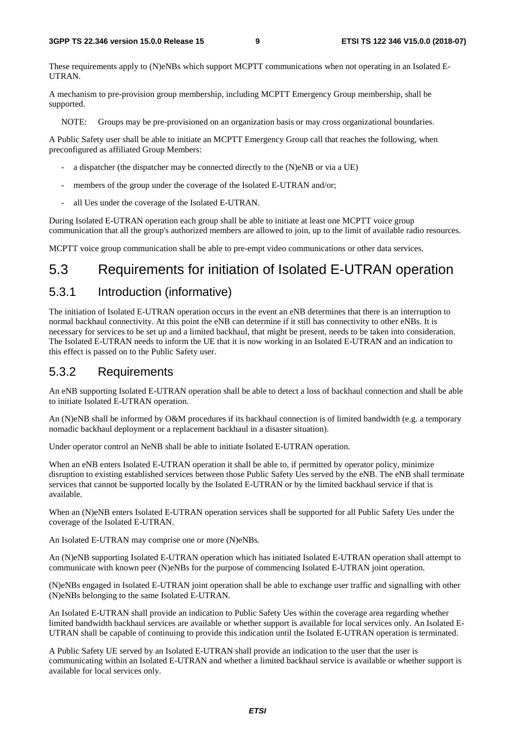These requirements apply to (N)eNBs which support MCPTT communications when not operating in an Isolated E-UTRAN.

A mechanism to pre-provision group membership, including MCPTT Emergency Group membership, shall be supported.

NOTE: Groups may be pre-provisioned on an organization basis or may cross organizational boundaries.

A Public Safety user shall be able to initiate an MCPTT Emergency Group call that reaches the following, when preconfigured as affiliated Group Members:

- a dispatcher (the dispatcher may be connected directly to the (N)eNB or via a UE)
- members of the group under the coverage of the Isolated E-UTRAN and/or;
- all Ues under the coverage of the Isolated E-UTRAN.

During Isolated E-UTRAN operation each group shall be able to initiate at least one MCPTT voice group communication that all the group's authorized members are allowed to join, up to the limit of available radio resources.

MCPTT voice group communication shall be able to pre-empt video communications or other data services.

# 5.3 Requirements for initiation of Isolated E-UTRAN operation

## 5.3.1 Introduction (informative)

The initiation of Isolated E-UTRAN operation occurs in the event an eNB determines that there is an interruption to normal backhaul connectivity. At this point the eNB can determine if it still has connectivity to other eNBs. It is necessary for services to be set up and a limited backhaul, that might be present, needs to be taken into consideration. The Isolated E-UTRAN needs to inform the UE that it is now working in an Isolated E-UTRAN and an indication to this effect is passed on to the Public Safety user.

## 5.3.2 Requirements

An eNB supporting Isolated E-UTRAN operation shall be able to detect a loss of backhaul connection and shall be able to initiate Isolated E-UTRAN operation.

An (N)eNB shall be informed by O&M procedures if its backhaul connection is of limited bandwidth (e.g. a temporary nomadic backhaul deployment or a replacement backhaul in a disaster situation).

Under operator control an NeNB shall be able to initiate Isolated E-UTRAN operation.

When an eNB enters Isolated E-UTRAN operation it shall be able to, if permitted by operator policy, minimize disruption to existing established services between those Public Safety Ues served by the eNB. The eNB shall terminate services that cannot be supported locally by the Isolated E-UTRAN or by the limited backhaul service if that is available.

When an (N)eNB enters Isolated E-UTRAN operation services shall be supported for all Public Safety Ues under the coverage of the Isolated E-UTRAN.

An Isolated E-UTRAN may comprise one or more (N)eNBs.

An (N)eNB supporting Isolated E-UTRAN operation which has initiated Isolated E-UTRAN operation shall attempt to communicate with known peer (N)eNBs for the purpose of commencing Isolated E-UTRAN joint operation.

(N)eNBs engaged in Isolated E-UTRAN joint operation shall be able to exchange user traffic and signalling with other (N)eNBs belonging to the same Isolated E-UTRAN.

An Isolated E-UTRAN shall provide an indication to Public Safety Ues within the coverage area regarding whether limited bandwidth backhaul services are available or whether support is available for local services only. An Isolated E-UTRAN shall be capable of continuing to provide this indication until the Isolated E-UTRAN operation is terminated.

A Public Safety UE served by an Isolated E-UTRAN shall provide an indication to the user that the user is communicating within an Isolated E-UTRAN and whether a limited backhaul service is available or whether support is available for local services only.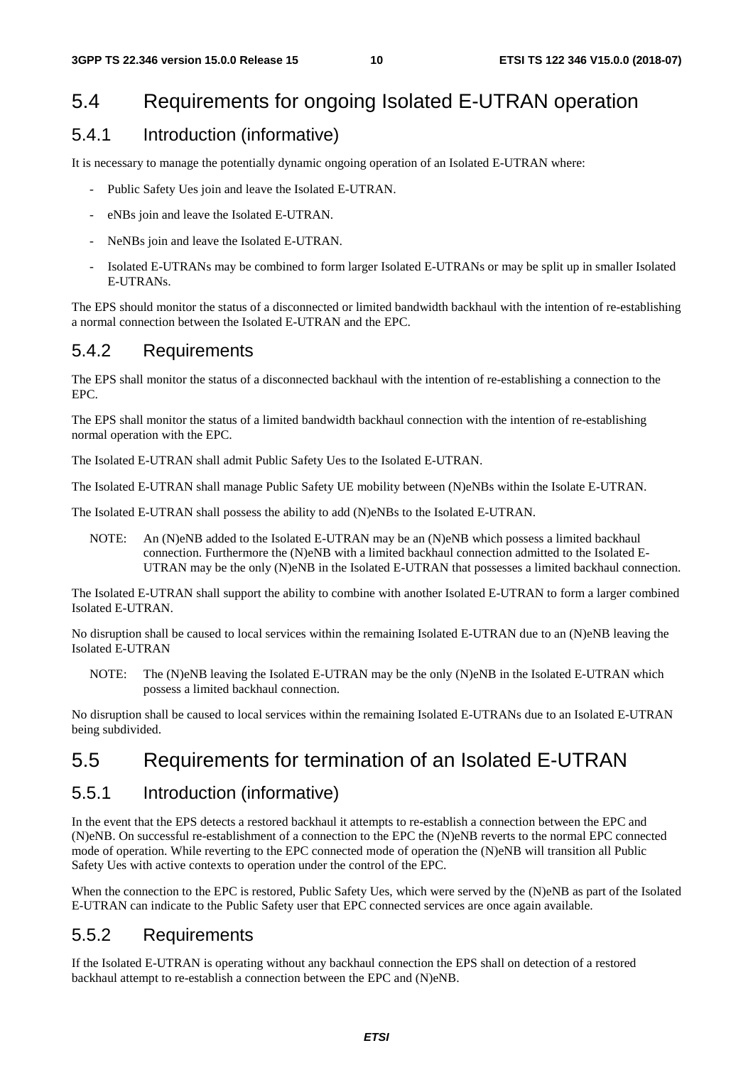## 5.4 Requirements for ongoing Isolated E-UTRAN operation

### 5.4.1 Introduction (informative)

It is necessary to manage the potentially dynamic ongoing operation of an Isolated E-UTRAN where:

- Public Safety Ues join and leave the Isolated E-UTRAN.
- eNBs join and leave the Isolated E-UTRAN.
- NeNBs join and leave the Isolated E-UTRAN.
- Isolated E-UTRANs may be combined to form larger Isolated E-UTRANs or may be split up in smaller Isolated E-UTRANs.

The EPS should monitor the status of a disconnected or limited bandwidth backhaul with the intention of re-establishing a normal connection between the Isolated E-UTRAN and the EPC.

### 5.4.2 Requirements

The EPS shall monitor the status of a disconnected backhaul with the intention of re-establishing a connection to the EPC.

The EPS shall monitor the status of a limited bandwidth backhaul connection with the intention of re-establishing normal operation with the EPC.

The Isolated E-UTRAN shall admit Public Safety Ues to the Isolated E-UTRAN.

The Isolated E-UTRAN shall manage Public Safety UE mobility between (N)eNBs within the Isolate E-UTRAN.

The Isolated E-UTRAN shall possess the ability to add (N)eNBs to the Isolated E-UTRAN.

NOTE: An (N)eNB added to the Isolated E-UTRAN may be an (N)eNB which possess a limited backhaul connection. Furthermore the (N)eNB with a limited backhaul connection admitted to the Isolated E-UTRAN may be the only (N)eNB in the Isolated E-UTRAN that possesses a limited backhaul connection.

The Isolated E-UTRAN shall support the ability to combine with another Isolated E-UTRAN to form a larger combined Isolated E-UTRAN.

No disruption shall be caused to local services within the remaining Isolated E-UTRAN due to an (N)eNB leaving the Isolated E-UTRAN

NOTE: The (N)eNB leaving the Isolated E-UTRAN may be the only (N)eNB in the Isolated E-UTRAN which possess a limited backhaul connection.

No disruption shall be caused to local services within the remaining Isolated E-UTRANs due to an Isolated E-UTRAN being subdivided.

## 5.5 Requirements for termination of an Isolated E-UTRAN

### 5.5.1 Introduction (informative)

In the event that the EPS detects a restored backhaul it attempts to re-establish a connection between the EPC and (N)eNB. On successful re-establishment of a connection to the EPC the (N)eNB reverts to the normal EPC connected mode of operation. While reverting to the EPC connected mode of operation the (N)eNB will transition all Public Safety Ues with active contexts to operation under the control of the EPC.

When the connection to the EPC is restored, Public Safety Ues, which were served by the (N)eNB as part of the Isolated E-UTRAN can indicate to the Public Safety user that EPC connected services are once again available.

### 5.5.2 Requirements

If the Isolated E-UTRAN is operating without any backhaul connection the EPS shall on detection of a restored backhaul attempt to re-establish a connection between the EPC and (N)eNB.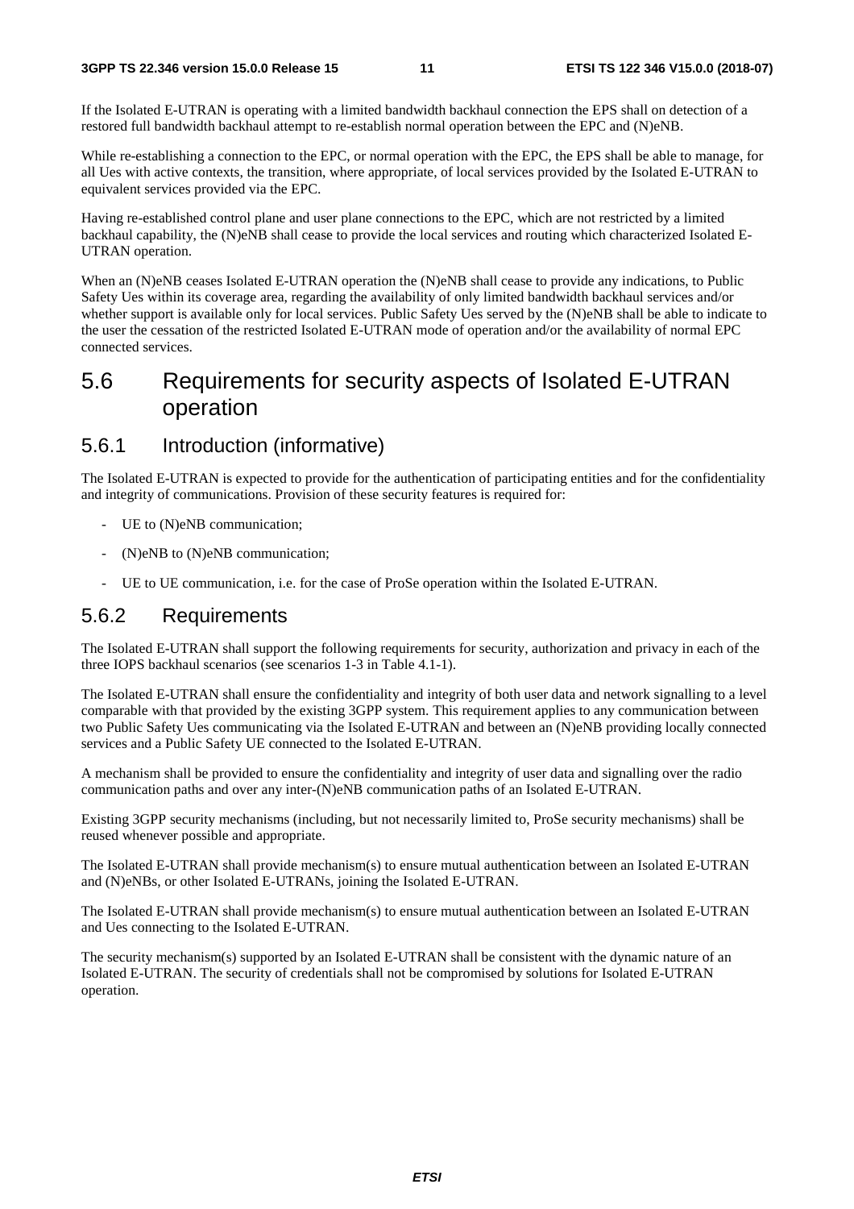If the Isolated E-UTRAN is operating with a limited bandwidth backhaul connection the EPS shall on detection of a restored full bandwidth backhaul attempt to re-establish normal operation between the EPC and (N)eNB.

While re-establishing a connection to the EPC, or normal operation with the EPC, the EPS shall be able to manage, for all Ues with active contexts, the transition, where appropriate, of local services provided by the Isolated E-UTRAN to equivalent services provided via the EPC.

Having re-established control plane and user plane connections to the EPC, which are not restricted by a limited backhaul capability, the (N)eNB shall cease to provide the local services and routing which characterized Isolated E-UTRAN operation.

When an (N)eNB ceases Isolated E-UTRAN operation the (N)eNB shall cease to provide any indications, to Public Safety Ues within its coverage area, regarding the availability of only limited bandwidth backhaul services and/or whether support is available only for local services. Public Safety Ues served by the (N)eNB shall be able to indicate to the user the cessation of the restricted Isolated E-UTRAN mode of operation and/or the availability of normal EPC connected services.

## 5.6 Requirements for security aspects of Isolated E-UTRAN operation

### 5.6.1 Introduction (informative)

The Isolated E-UTRAN is expected to provide for the authentication of participating entities and for the confidentiality and integrity of communications. Provision of these security features is required for:

- UE to (N)eNB communication;
- (N)eNB to (N)eNB communication;
- UE to UE communication, i.e. for the case of ProSe operation within the Isolated E-UTRAN.

### 5.6.2 Requirements

The Isolated E-UTRAN shall support the following requirements for security, authorization and privacy in each of the three IOPS backhaul scenarios (see scenarios 1-3 in Table 4.1-1).

The Isolated E-UTRAN shall ensure the confidentiality and integrity of both user data and network signalling to a level comparable with that provided by the existing 3GPP system. This requirement applies to any communication between two Public Safety Ues communicating via the Isolated E-UTRAN and between an (N)eNB providing locally connected services and a Public Safety UE connected to the Isolated E-UTRAN.

A mechanism shall be provided to ensure the confidentiality and integrity of user data and signalling over the radio communication paths and over any inter-(N)eNB communication paths of an Isolated E-UTRAN.

Existing 3GPP security mechanisms (including, but not necessarily limited to, ProSe security mechanisms) shall be reused whenever possible and appropriate.

The Isolated E-UTRAN shall provide mechanism(s) to ensure mutual authentication between an Isolated E-UTRAN and (N)eNBs, or other Isolated E-UTRANs, joining the Isolated E-UTRAN.

The Isolated E-UTRAN shall provide mechanism(s) to ensure mutual authentication between an Isolated E-UTRAN and Ues connecting to the Isolated E-UTRAN.

The security mechanism(s) supported by an Isolated E-UTRAN shall be consistent with the dynamic nature of an Isolated E-UTRAN. The security of credentials shall not be compromised by solutions for Isolated E-UTRAN operation.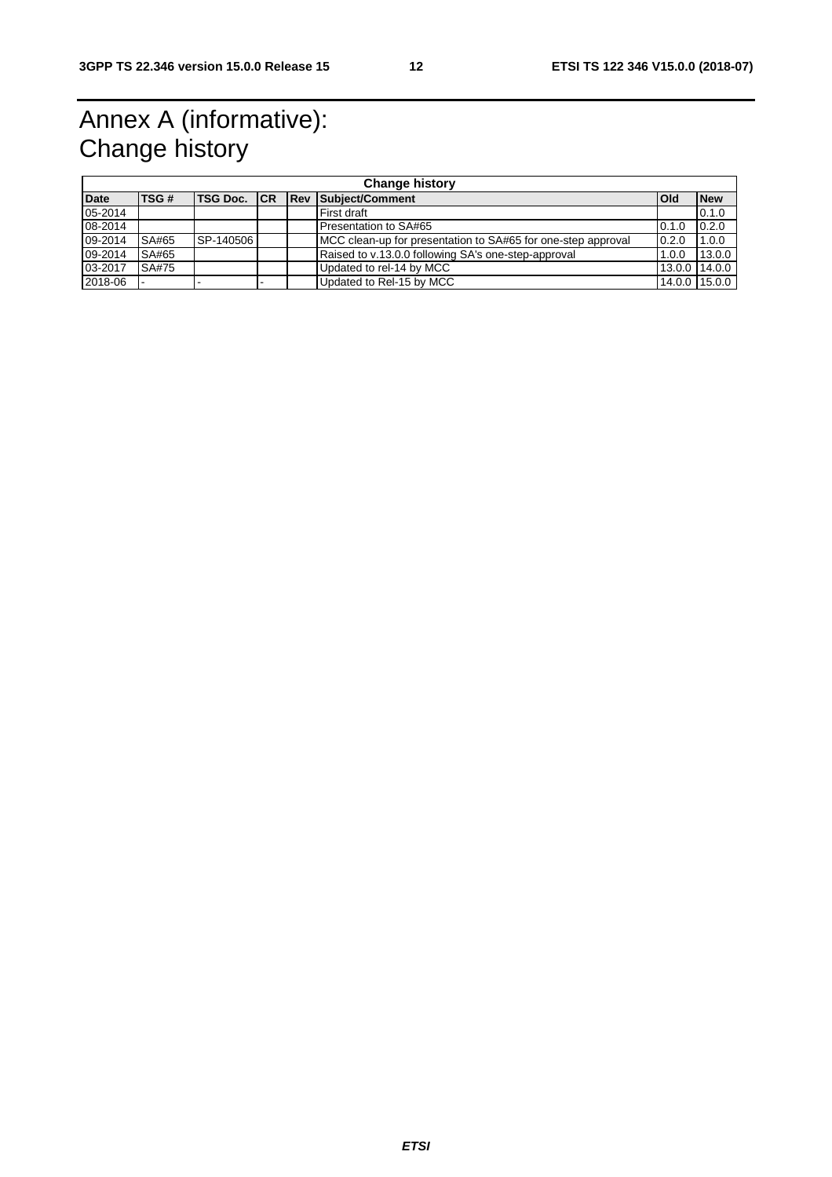# Annex A (informative): Change history

| Change history | | | | | | | |
|---|---|---|---|---|---|---|---|
| **Date** | **TSG #** | **TSG Doc.** | **CR** | **Rev** | **Subject/Comment** | **Old** | **New** |
| 05-2014 | | | | | First draft | | 0.1.0 |
| 08-2014 | | | | | Presentation to SA#65 | 0.1.0 | 0.2.0 |
| 09-2014 | SA#65 | SP-140506 | | | MCC clean-up for presentation to SA#65 for one-step approval | 0.2.0 | 1.0.0 |
| 09-2014 | SA#65 | | | | Raised to v.13.0.0 following SA's one-step-approval | 1.0.0 | 13.0.0 |
| 03-2017 | SA#75 | | | | Updated to rel-14 by MCC | 13.0.0 | 14.0.0 |
| 2018-06 | - | - | - | | Updated to Rel-15 by MCC | 14.0.0 | 15.0.0 |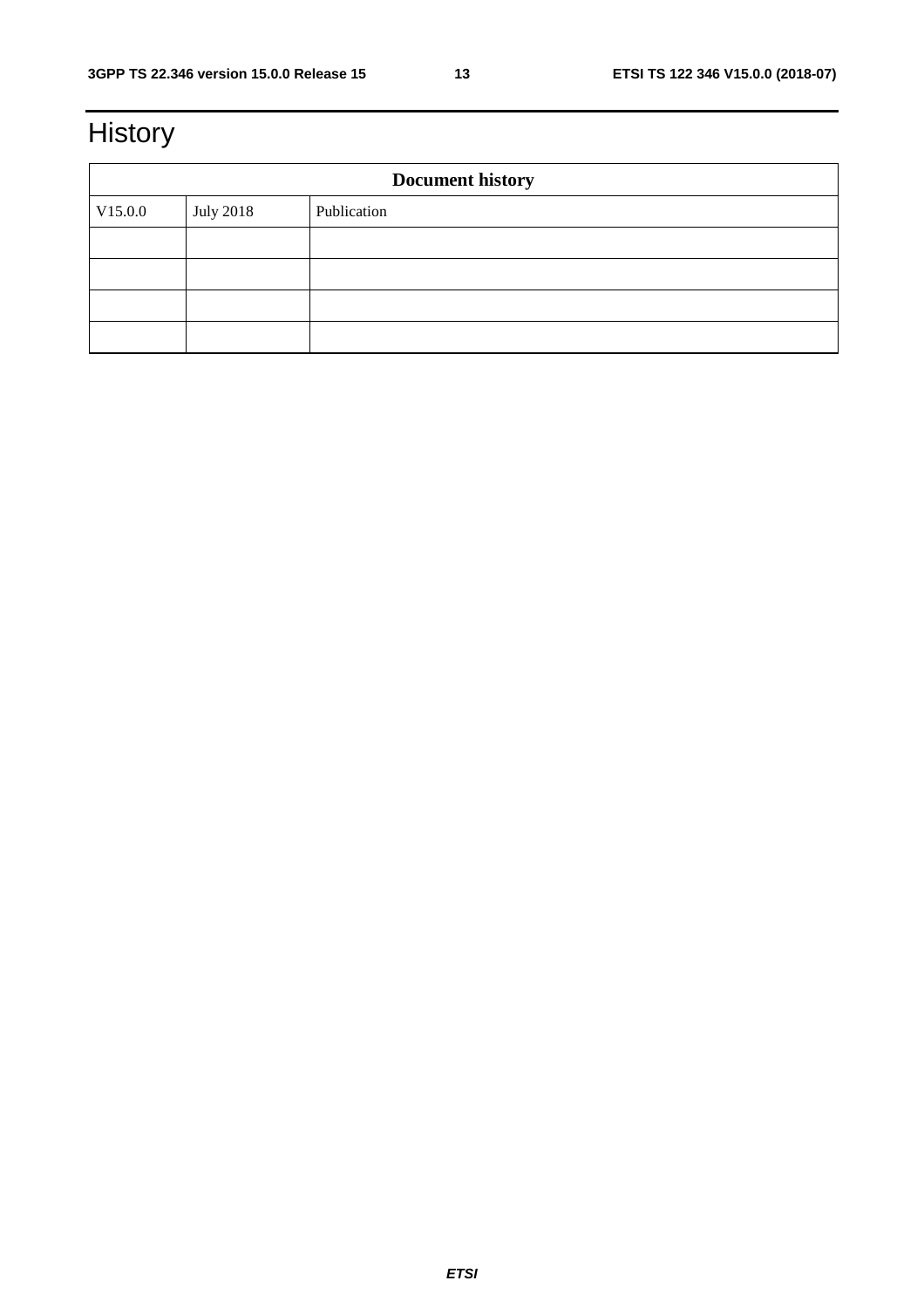# History

| Document history | | |
| --- | --- | --- |
| V15.0.0 | July 2018 | Publication |
| | | |
| | | |
| | | |
| | | |